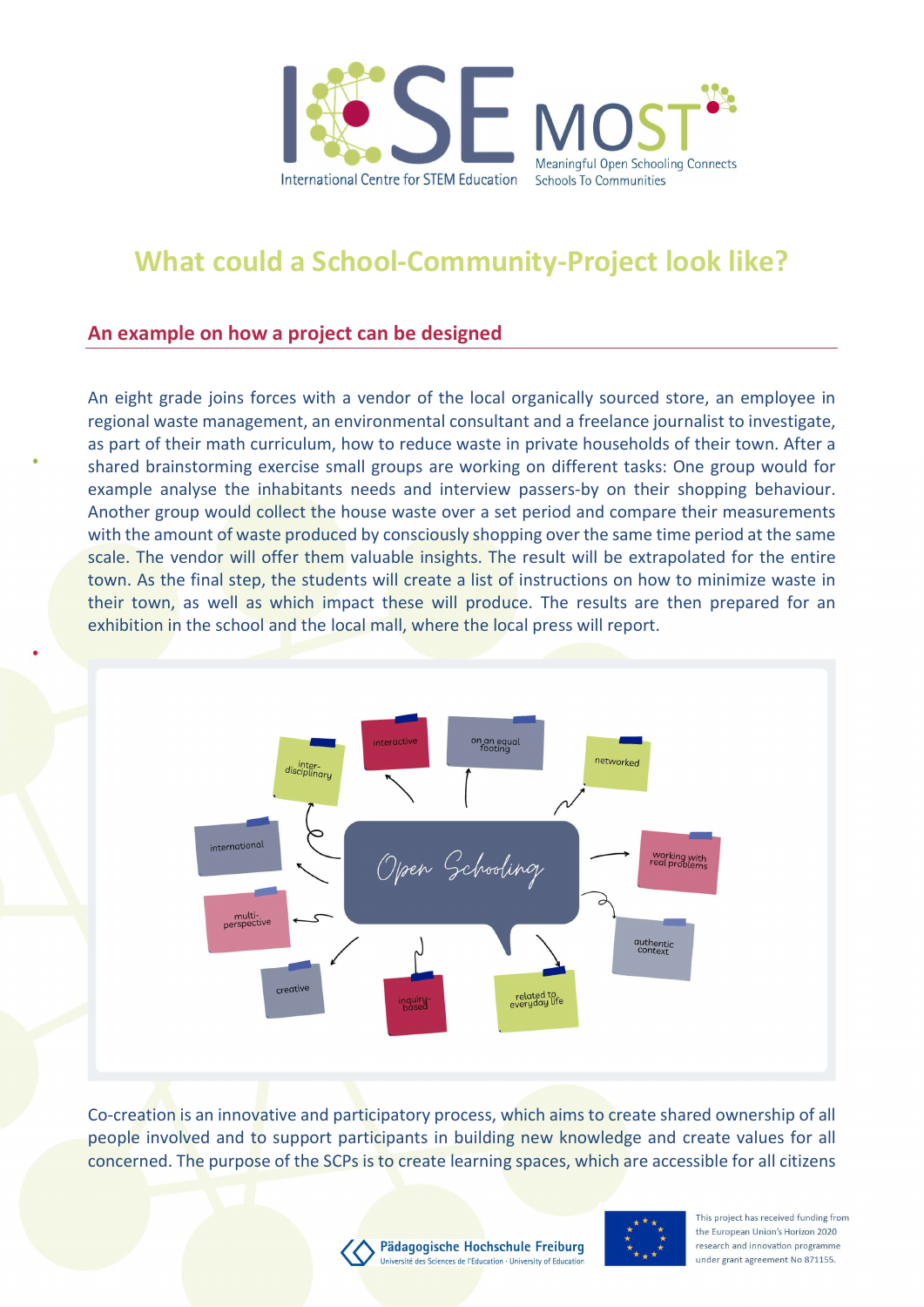# What could a School-Community-Project look like?

## An example on how a project can be designed

An eight grade joins forces with a vendor of the local organically sourced store, an employee in regional waste management, an environmental consultant and a freelance journalist to investigate, as part of their math curriculum, how to reduce waste in private households of their town. After a shared brainstorming exercise small groups are working on different tasks: One group would for example analyse the inhabitants needs and interview passers-by on their shopping behaviour. Another group would collect the house waste over a set period and compare their measurements with the amount of waste produced by consciously shopping over the same time period at the same scale. The vendor will offer them valuable insights. The result will be extrapolated for the entire town. As the final step, the students will create a list of instructions on how to minimize waste in their town, as well as which impact these will produce. The results are then prepared for an exhibition in the school and the local mall, where the local press will report.

Open Schooling: inter-disciplinary, interactive, on an equal footing, networked, international, working with real problems, multi-perspective, authentic context, creative, inquiry-based, related to everyday life

Co-creation is an innovative and participatory process, which aims to create shared ownership of all people involved and to support participants in building new knowledge and create values for all concerned. The purpose of the SCPs is to create learning spaces, which are accessible for all citizens

This project has received funding from the European Union's Horizon 2020 research and innovation programme under grant agreement No 871155.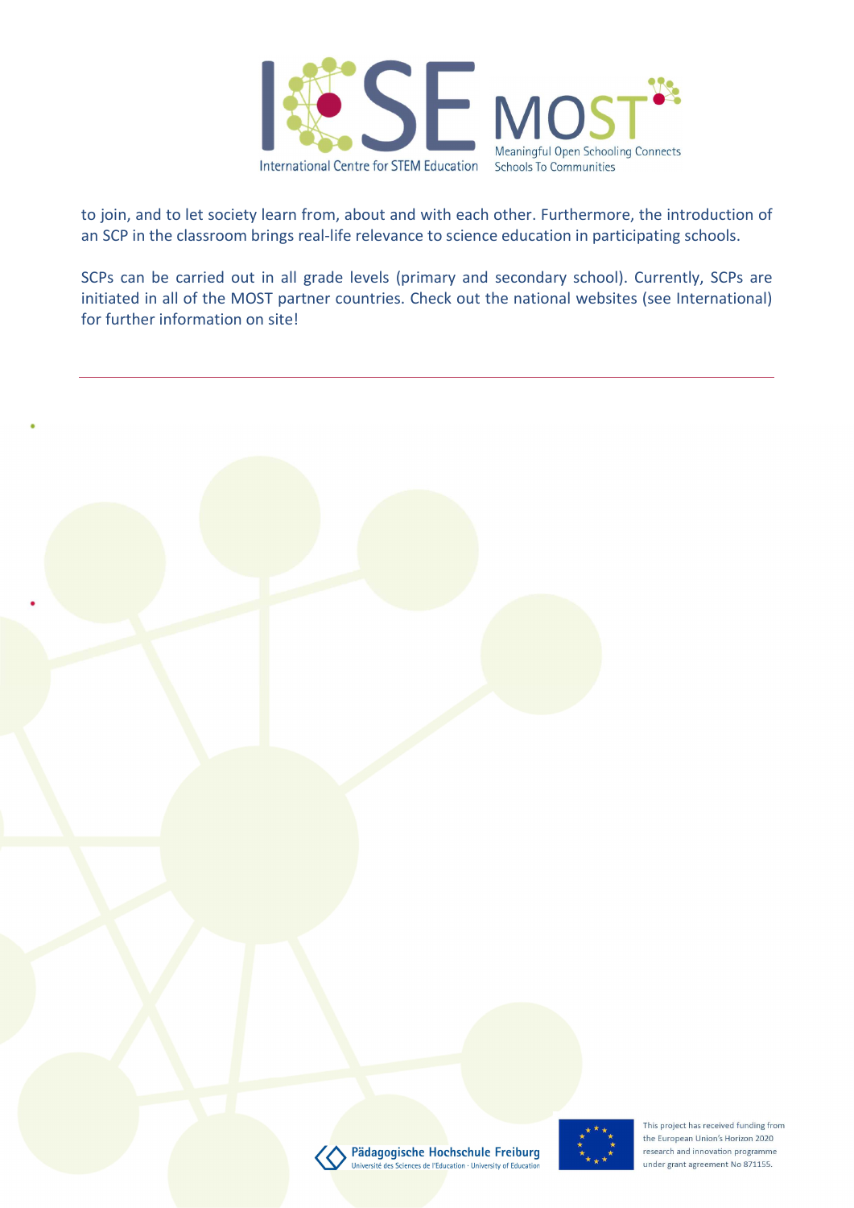to join, and to let society learn from, about and with each other. Furthermore, the introduction of an SCP in the classroom brings real-life relevance to science education in participating schools.

SCPs can be carried out in all grade levels (primary and secondary school). Currently, SCPs are initiated in all of the MOST partner countries. Check out the national websites (see International) for further information on site!

---

This project has received funding from the European Union's Horizon 2020 research and innovation programme under grant agreement No 871155.